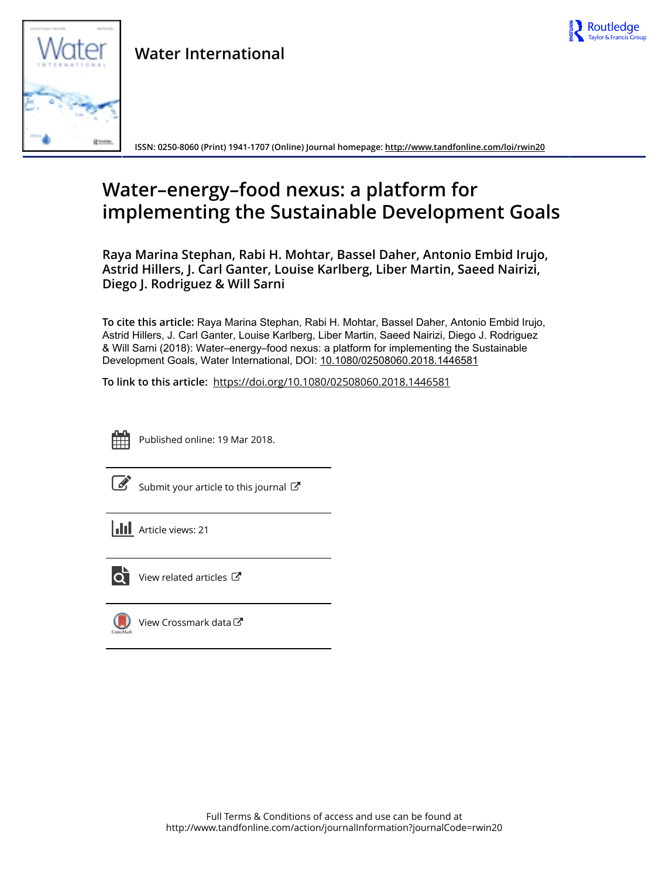Water International

ISSN: 0250-8060 (Print) 1941-1707 (Online) Journal homepage: http://www.tandfonline.com/loi/rwin20

# Water–energy–food nexus: a platform for implementing the Sustainable Development Goals

**Raya Marina Stephan, Rabi H. Mohtar, Bassel Daher, Antonio Embid Irujo, Astrid Hillers, J. Carl Ganter, Louise Karlberg, Liber Martin, Saeed Nairizi, Diego J. Rodriguez & Will Sarni**

**To cite this article:** Raya Marina Stephan, Rabi H. Mohtar, Bassel Daher, Antonio Embid Irujo, Astrid Hillers, J. Carl Ganter, Louise Karlberg, Liber Martin, Saeed Nairizi, Diego J. Rodriguez & Will Sarni (2018): Water–energy–food nexus: a platform for implementing the Sustainable Development Goals, Water International, DOI: 10.1080/02508060.2018.1446581

**To link to this article:** https://doi.org/10.1080/02508060.2018.1446581

Published online: 19 Mar 2018.

Submit your article to this journal

Article views: 21

View related articles

View Crossmark data

Full Terms & Conditions of access and use can be found at http://www.tandfonline.com/action/journalInformation?journalCode=rwin20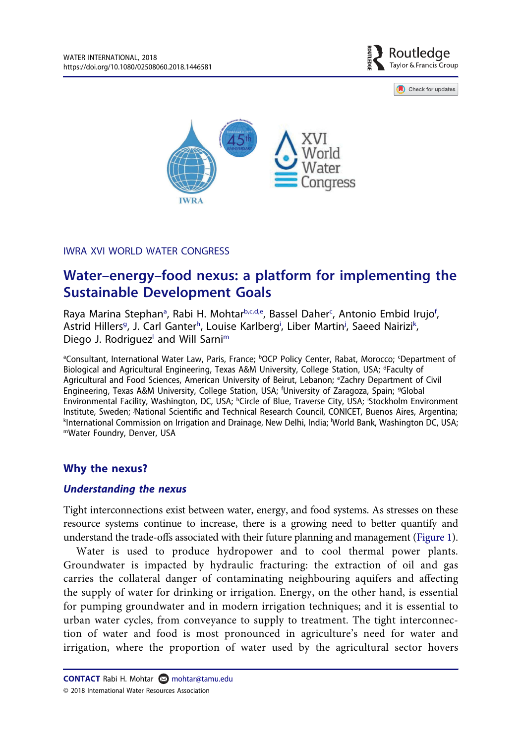## IWRA XVI WORLD WATER CONGRESS

# Water–energy–food nexus: a platform for implementing the Sustainable Development Goals

Raya Marina Stephan[a], Rabi H. Mohtar[b,c,d,e], Bassel Daher[c], Antonio Embid Irujo[f], Astrid Hillers[g], J. Carl Ganter[h], Louise Karlberg[i], Liber Martin[j], Saeed Nairizi[k], Diego J. Rodriguez[l] and Will Sarni[m]

[a]Consultant, International Water Law, Paris, France; [b]OCP Policy Center, Rabat, Morocco; [c]Department of Biological and Agricultural Engineering, Texas A&M University, College Station, USA; [d]Faculty of Agricultural and Food Sciences, American University of Beirut, Lebanon; [e]Zachry Department of Civil Engineering, Texas A&M University, College Station, USA; [f]University of Zaragoza, Spain; [g]Global Environmental Facility, Washington, DC, USA; [h]Circle of Blue, Traverse City, USA; [i]Stockholm Environment Institute, Sweden; [j]National Scientific and Technical Research Council, CONICET, Buenos Aires, Argentina; [k]International Commission on Irrigation and Drainage, New Delhi, India; [l]World Bank, Washington DC, USA; [m]Water Foundry, Denver, USA

## Why the nexus?

### *Understanding the nexus*

Tight interconnections exist between water, energy, and food systems. As stresses on these resource systems continue to increase, there is a growing need to better quantify and understand the trade-offs associated with their future planning and management (Figure 1).

Water is used to produce hydropower and to cool thermal power plants. Groundwater is impacted by hydraulic fracturing: the extraction of oil and gas carries the collateral danger of contaminating neighbouring aquifers and affecting the supply of water for drinking or irrigation. Energy, on the other hand, is essential for pumping groundwater and in modern irrigation techniques; and it is essential to urban water cycles, from conveyance to supply to treatment. The tight interconnection of water and food is most pronounced in agriculture's need for water and irrigation, where the proportion of water used by the agricultural sector hovers

**CONTACT** Rabi H. Mohtar mohtar@tamu.edu
© 2018 International Water Resources Association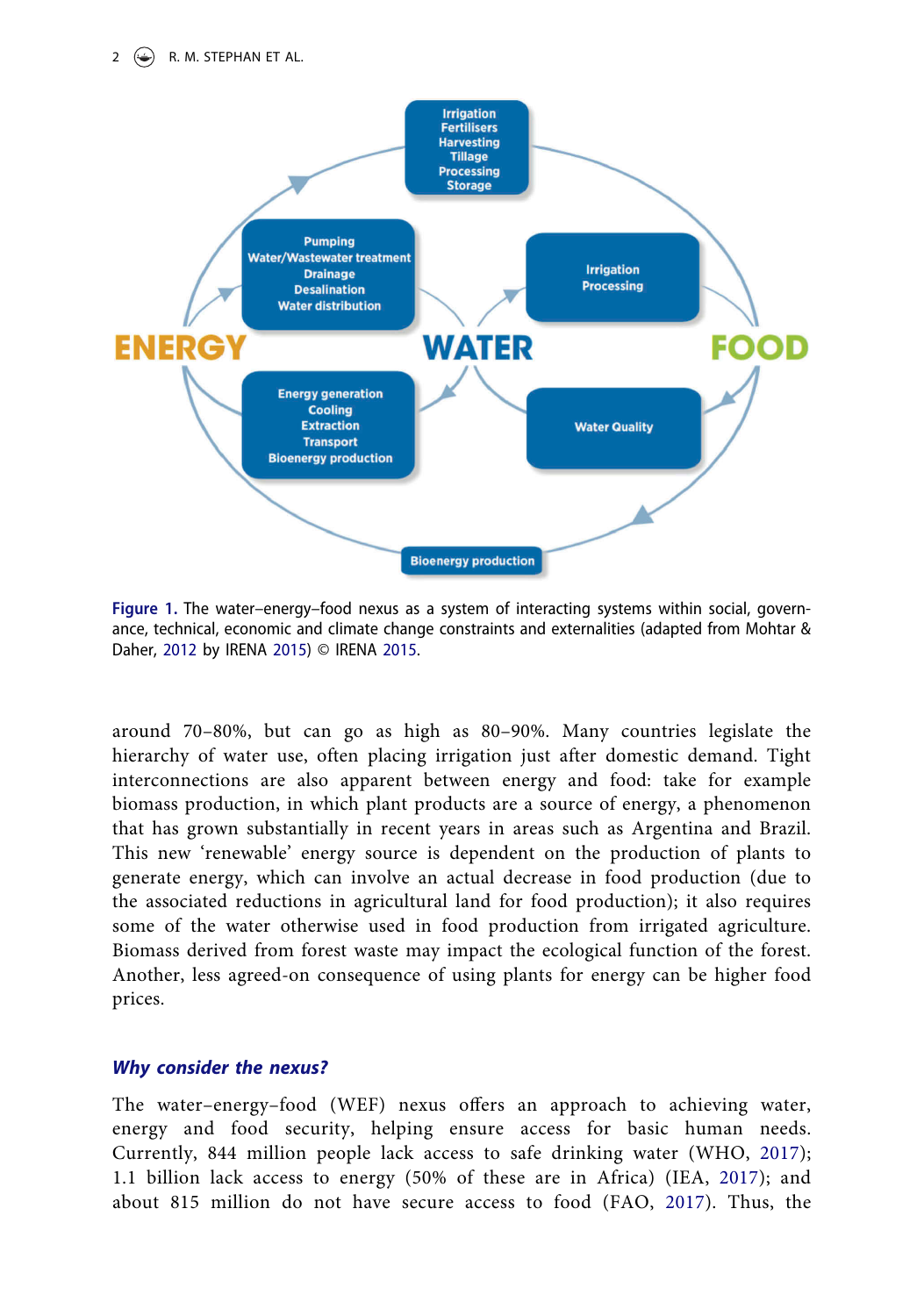Figure 1. The water–energy–food nexus as a system of interacting systems within social, governance, technical, economic and climate change constraints and externalities (adapted from Mohtar & Daher, 2012 by IRENA 2015) © IRENA 2015.

around 70–80%, but can go as high as 80–90%. Many countries legislate the hierarchy of water use, often placing irrigation just after domestic demand. Tight interconnections are also apparent between energy and food: take for example biomass production, in which plant products are a source of energy, a phenomenon that has grown substantially in recent years in areas such as Argentina and Brazil. This new 'renewable' energy source is dependent on the production of plants to generate energy, which can involve an actual decrease in food production (due to the associated reductions in agricultural land for food production); it also requires some of the water otherwise used in food production from irrigated agriculture. Biomass derived from forest waste may impact the ecological function of the forest. Another, less agreed-on consequence of using plants for energy can be higher food prices.

### *Why consider the nexus?*

The water–energy–food (WEF) nexus offers an approach to achieving water, energy and food security, helping ensure access for basic human needs. Currently, 844 million people lack access to safe drinking water (WHO, 2017); 1.1 billion lack access to energy (50% of these are in Africa) (IEA, 2017); and about 815 million do not have secure access to food (FAO, 2017). Thus, the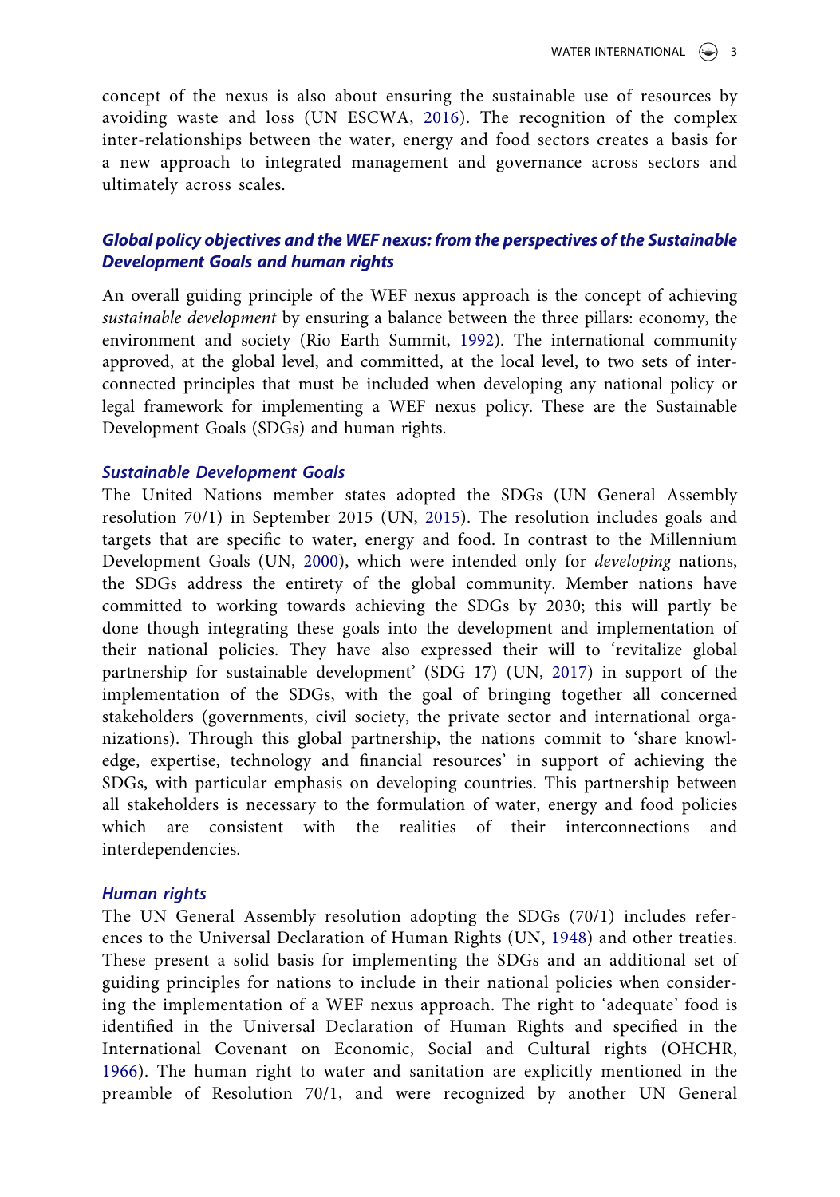concept of the nexus is also about ensuring the sustainable use of resources by avoiding waste and loss (UN ESCWA, 2016). The recognition of the complex inter-relationships between the water, energy and food sectors creates a basis for a new approach to integrated management and governance across sectors and ultimately across scales.

## Global policy objectives and the WEF nexus: from the perspectives of the Sustainable Development Goals and human rights

An overall guiding principle of the WEF nexus approach is the concept of achieving *sustainable development* by ensuring a balance between the three pillars: economy, the environment and society (Rio Earth Summit, 1992). The international community approved, at the global level, and committed, at the local level, to two sets of inter-connected principles that must be included when developing any national policy or legal framework for implementing a WEF nexus policy. These are the Sustainable Development Goals (SDGs) and human rights.

### Sustainable Development Goals

The United Nations member states adopted the SDGs (UN General Assembly resolution 70/1) in September 2015 (UN, 2015). The resolution includes goals and targets that are specific to water, energy and food. In contrast to the Millennium Development Goals (UN, 2000), which were intended only for *developing* nations, the SDGs address the entirety of the global community. Member nations have committed to working towards achieving the SDGs by 2030; this will partly be done though integrating these goals into the development and implementation of their national policies. They have also expressed their will to 'revitalize global partnership for sustainable development' (SDG 17) (UN, 2017) in support of the implementation of the SDGs, with the goal of bringing together all concerned stakeholders (governments, civil society, the private sector and international organizations). Through this global partnership, the nations commit to 'share knowledge, expertise, technology and financial resources' in support of achieving the SDGs, with particular emphasis on developing countries. This partnership between all stakeholders is necessary to the formulation of water, energy and food policies which are consistent with the realities of their interconnections and interdependencies.

### Human rights

The UN General Assembly resolution adopting the SDGs (70/1) includes references to the Universal Declaration of Human Rights (UN, 1948) and other treaties. These present a solid basis for implementing the SDGs and an additional set of guiding principles for nations to include in their national policies when considering the implementation of a WEF nexus approach. The right to 'adequate' food is identified in the Universal Declaration of Human Rights and specified in the International Covenant on Economic, Social and Cultural rights (OHCHR, 1966). The human right to water and sanitation are explicitly mentioned in the preamble of Resolution 70/1, and were recognized by another UN General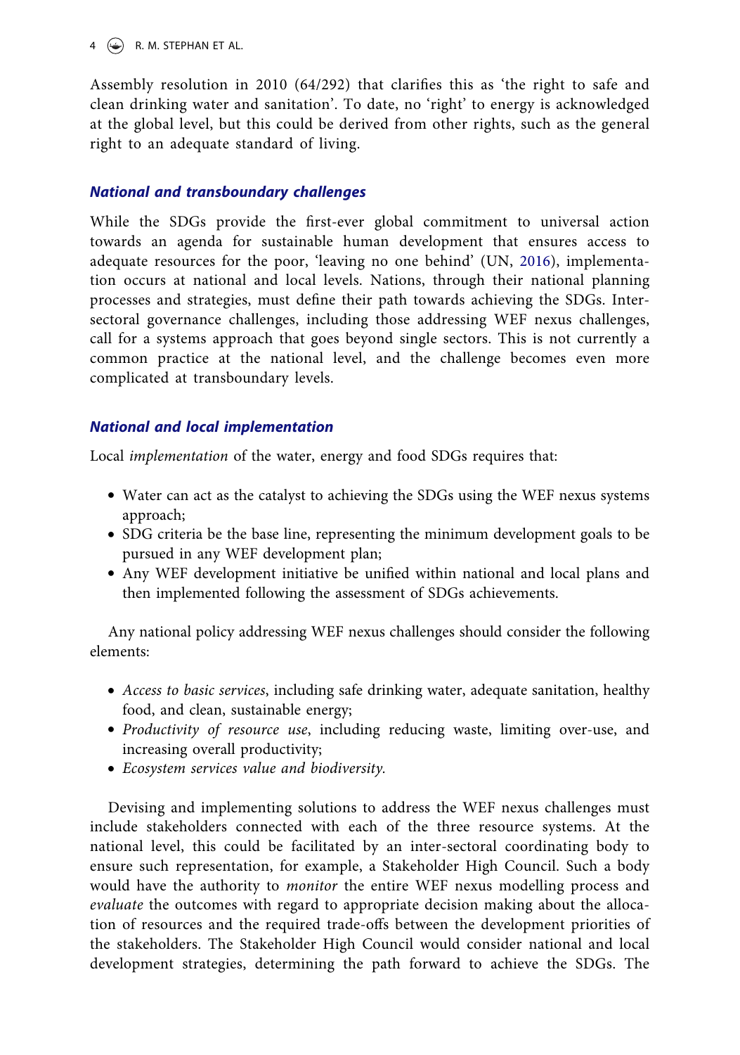Assembly resolution in 2010 (64/292) that clarifies this as 'the right to safe and clean drinking water and sanitation'. To date, no 'right' to energy is acknowledged at the global level, but this could be derived from other rights, such as the general right to an adequate standard of living.

### National and transboundary challenges

While the SDGs provide the first-ever global commitment to universal action towards an agenda for sustainable human development that ensures access to adequate resources for the poor, 'leaving no one behind' (UN, 2016), implementation occurs at national and local levels. Nations, through their national planning processes and strategies, must define their path towards achieving the SDGs. Inter-sectoral governance challenges, including those addressing WEF nexus challenges, call for a systems approach that goes beyond single sectors. This is not currently a common practice at the national level, and the challenge becomes even more complicated at transboundary levels.

### National and local implementation

Local *implementation* of the water, energy and food SDGs requires that:

- Water can act as the catalyst to achieving the SDGs using the WEF nexus systems approach;
- SDG criteria be the base line, representing the minimum development goals to be pursued in any WEF development plan;
- Any WEF development initiative be unified within national and local plans and then implemented following the assessment of SDGs achievements.

Any national policy addressing WEF nexus challenges should consider the following elements:

- *Access to basic services*, including safe drinking water, adequate sanitation, healthy food, and clean, sustainable energy;
- *Productivity of resource use*, including reducing waste, limiting over-use, and increasing overall productivity;
- *Ecosystem services value and biodiversity.*

Devising and implementing solutions to address the WEF nexus challenges must include stakeholders connected with each of the three resource systems. At the national level, this could be facilitated by an inter-sectoral coordinating body to ensure such representation, for example, a Stakeholder High Council. Such a body would have the authority to *monitor* the entire WEF nexus modelling process and *evaluate* the outcomes with regard to appropriate decision making about the allocation of resources and the required trade-offs between the development priorities of the stakeholders. The Stakeholder High Council would consider national and local development strategies, determining the path forward to achieve the SDGs. The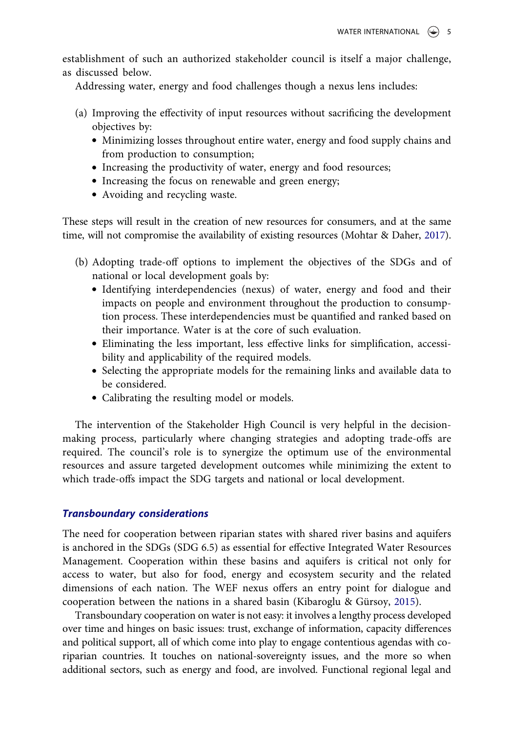establishment of such an authorized stakeholder council is itself a major challenge, as discussed below.

Addressing water, energy and food challenges though a nexus lens includes:

(a) Improving the effectivity of input resources without sacrificing the development objectives by:
- Minimizing losses throughout entire water, energy and food supply chains and from production to consumption;
- Increasing the productivity of water, energy and food resources;
- Increasing the focus on renewable and green energy;
- Avoiding and recycling waste.

These steps will result in the creation of new resources for consumers, and at the same time, will not compromise the availability of existing resources (Mohtar & Daher, 2017).

(b) Adopting trade-off options to implement the objectives of the SDGs and of national or local development goals by:
- Identifying interdependencies (nexus) of water, energy and food and their impacts on people and environment throughout the production to consumption process. These interdependencies must be quantified and ranked based on their importance. Water is at the core of such evaluation.
- Eliminating the less important, less effective links for simplification, accessibility and applicability of the required models.
- Selecting the appropriate models for the remaining links and available data to be considered.
- Calibrating the resulting model or models.

The intervention of the Stakeholder High Council is very helpful in the decision-making process, particularly where changing strategies and adopting trade-offs are required. The council's role is to synergize the optimum use of the environmental resources and assure targeted development outcomes while minimizing the extent to which trade-offs impact the SDG targets and national or local development.

### *Transboundary considerations*

The need for cooperation between riparian states with shared river basins and aquifers is anchored in the SDGs (SDG 6.5) as essential for effective Integrated Water Resources Management. Cooperation within these basins and aquifers is critical not only for access to water, but also for food, energy and ecosystem security and the related dimensions of each nation. The WEF nexus offers an entry point for dialogue and cooperation between the nations in a shared basin (Kibaroglu & Gürsoy, 2015).

Transboundary cooperation on water is not easy: it involves a lengthy process developed over time and hinges on basic issues: trust, exchange of information, capacity differences and political support, all of which come into play to engage contentious agendas with co-riparian countries. It touches on national-sovereignty issues, and the more so when additional sectors, such as energy and food, are involved. Functional regional legal and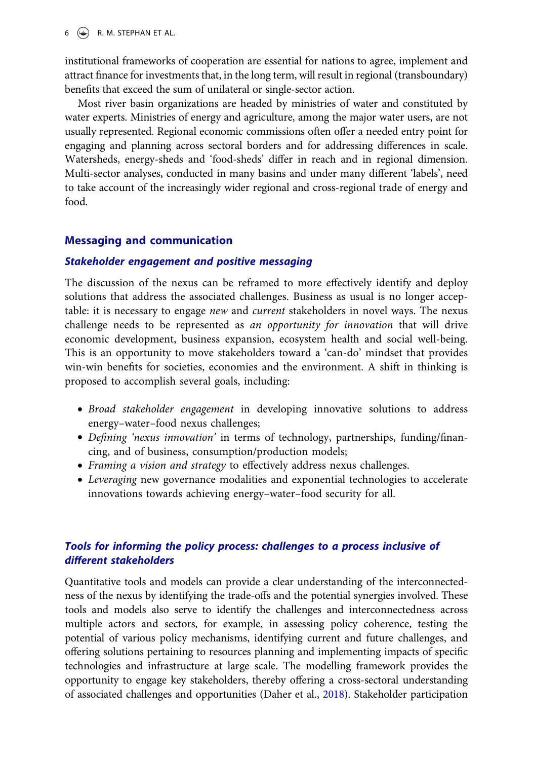institutional frameworks of cooperation are essential for nations to agree, implement and attract finance for investments that, in the long term, will result in regional (transboundary) benefits that exceed the sum of unilateral or single-sector action.

Most river basin organizations are headed by ministries of water and constituted by water experts. Ministries of energy and agriculture, among the major water users, are not usually represented. Regional economic commissions often offer a needed entry point for engaging and planning across sectoral borders and for addressing differences in scale. Watersheds, energy-sheds and 'food-sheds' differ in reach and in regional dimension. Multi-sector analyses, conducted in many basins and under many different 'labels', need to take account of the increasingly wider regional and cross-regional trade of energy and food.

## Messaging and communication

### *Stakeholder engagement and positive messaging*

The discussion of the nexus can be reframed to more effectively identify and deploy solutions that address the associated challenges. Business as usual is no longer acceptable: it is necessary to engage *new* and *current* stakeholders in novel ways. The nexus challenge needs to be represented as *an opportunity for innovation* that will drive economic development, business expansion, ecosystem health and social well-being. This is an opportunity to move stakeholders toward a 'can-do' mindset that provides win-win benefits for societies, economies and the environment. A shift in thinking is proposed to accomplish several goals, including:

- *Broad stakeholder engagement* in developing innovative solutions to address energy–water–food nexus challenges;
- *Defining 'nexus innovation'* in terms of technology, partnerships, funding/financing, and of business, consumption/production models;
- *Framing a vision and strategy* to effectively address nexus challenges.
- *Leveraging* new governance modalities and exponential technologies to accelerate innovations towards achieving energy–water–food security for all.

### *Tools for informing the policy process: challenges to a process inclusive of different stakeholders*

Quantitative tools and models can provide a clear understanding of the interconnectedness of the nexus by identifying the trade-offs and the potential synergies involved. These tools and models also serve to identify the challenges and interconnectedness across multiple actors and sectors, for example, in assessing policy coherence, testing the potential of various policy mechanisms, identifying current and future challenges, and offering solutions pertaining to resources planning and implementing impacts of specific technologies and infrastructure at large scale. The modelling framework provides the opportunity to engage key stakeholders, thereby offering a cross-sectoral understanding of associated challenges and opportunities (Daher et al., 2018). Stakeholder participation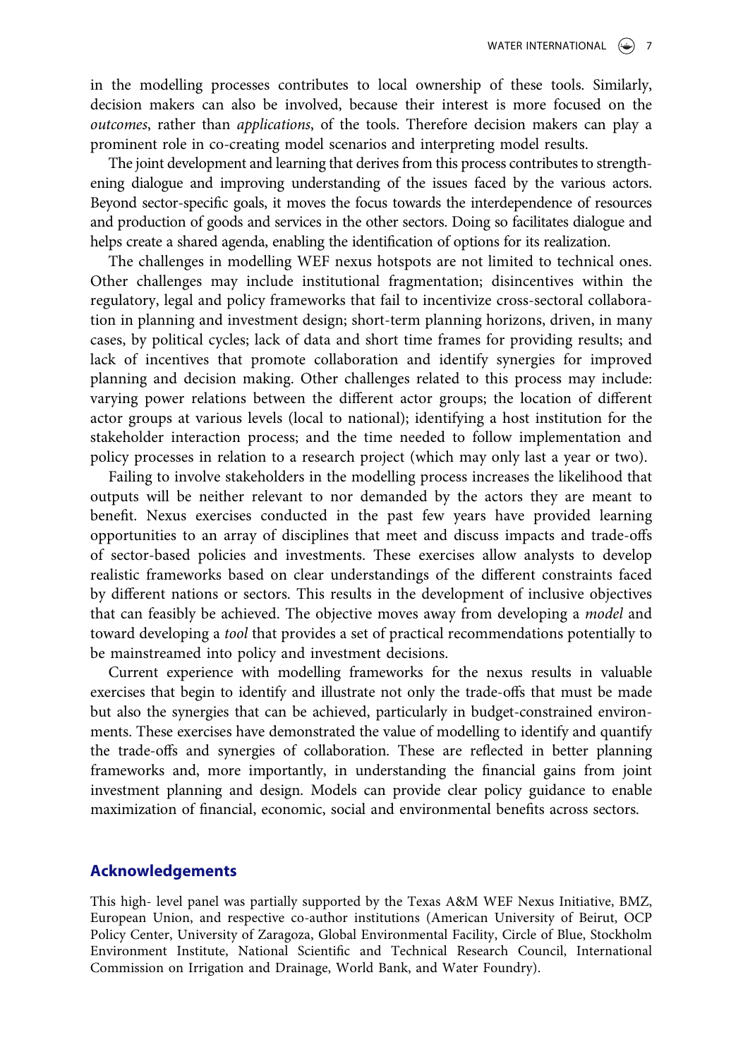in the modelling processes contributes to local ownership of these tools. Similarly, decision makers can also be involved, because their interest is more focused on the *outcomes*, rather than *applications*, of the tools. Therefore decision makers can play a prominent role in co-creating model scenarios and interpreting model results.

The joint development and learning that derives from this process contributes to strengthening dialogue and improving understanding of the issues faced by the various actors. Beyond sector-specific goals, it moves the focus towards the interdependence of resources and production of goods and services in the other sectors. Doing so facilitates dialogue and helps create a shared agenda, enabling the identification of options for its realization.

The challenges in modelling WEF nexus hotspots are not limited to technical ones. Other challenges may include institutional fragmentation; disincentives within the regulatory, legal and policy frameworks that fail to incentivize cross-sectoral collaboration in planning and investment design; short-term planning horizons, driven, in many cases, by political cycles; lack of data and short time frames for providing results; and lack of incentives that promote collaboration and identify synergies for improved planning and decision making. Other challenges related to this process may include: varying power relations between the different actor groups; the location of different actor groups at various levels (local to national); identifying a host institution for the stakeholder interaction process; and the time needed to follow implementation and policy processes in relation to a research project (which may only last a year or two).

Failing to involve stakeholders in the modelling process increases the likelihood that outputs will be neither relevant to nor demanded by the actors they are meant to benefit. Nexus exercises conducted in the past few years have provided learning opportunities to an array of disciplines that meet and discuss impacts and trade-offs of sector-based policies and investments. These exercises allow analysts to develop realistic frameworks based on clear understandings of the different constraints faced by different nations or sectors. This results in the development of inclusive objectives that can feasibly be achieved. The objective moves away from developing a *model* and toward developing a *tool* that provides a set of practical recommendations potentially to be mainstreamed into policy and investment decisions.

Current experience with modelling frameworks for the nexus results in valuable exercises that begin to identify and illustrate not only the trade-offs that must be made but also the synergies that can be achieved, particularly in budget-constrained environments. These exercises have demonstrated the value of modelling to identify and quantify the trade-offs and synergies of collaboration. These are reflected in better planning frameworks and, more importantly, in understanding the financial gains from joint investment planning and design. Models can provide clear policy guidance to enable maximization of financial, economic, social and environmental benefits across sectors.

## Acknowledgements

This high- level panel was partially supported by the Texas A&M WEF Nexus Initiative, BMZ, European Union, and respective co-author institutions (American University of Beirut, OCP Policy Center, University of Zaragoza, Global Environmental Facility, Circle of Blue, Stockholm Environment Institute, National Scientific and Technical Research Council, International Commission on Irrigation and Drainage, World Bank, and Water Foundry).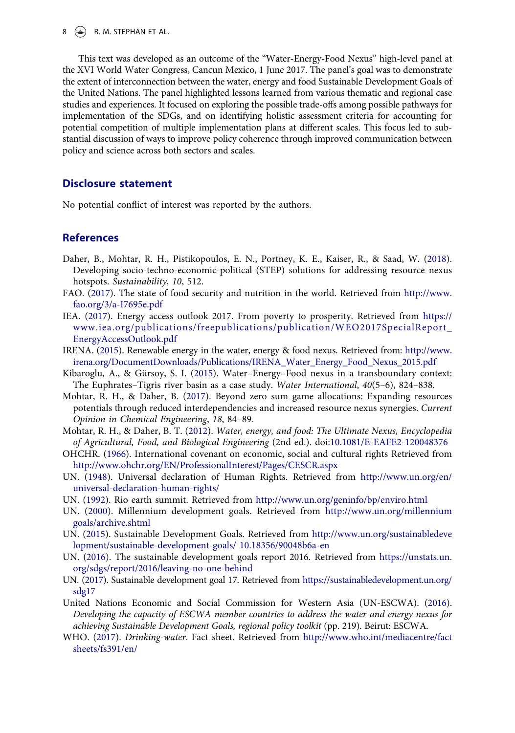This text was developed as an outcome of the "Water-Energy-Food Nexus" high-level panel at the XVI World Water Congress, Cancun Mexico, 1 June 2017. The panel's goal was to demonstrate the extent of interconnection between the water, energy and food Sustainable Development Goals of the United Nations. The panel highlighted lessons learned from various thematic and regional case studies and experiences. It focused on exploring the possible trade-offs among possible pathways for implementation of the SDGs, and on identifying holistic assessment criteria for accounting for potential competition of multiple implementation plans at different scales. This focus led to substantial discussion of ways to improve policy coherence through improved communication between policy and science across both sectors and scales.

## Disclosure statement

No potential conflict of interest was reported by the authors.

## References

Daher, B., Mohtar, R. H., Pistikopoulos, E. N., Portney, K. E., Kaiser, R., & Saad, W. (2018). Developing socio-techno-economic-political (STEP) solutions for addressing resource nexus hotspots. *Sustainability*, *10*, 512.

FAO. (2017). The state of food security and nutrition in the world. Retrieved from http://www.fao.org/3/a-I7695e.pdf

IEA. (2017). Energy access outlook 2017. From poverty to prosperity. Retrieved from https://www.iea.org/publications/freepublications/publication/WEO2017SpecialReport_EnergyAccessOutlook.pdf

IRENA. (2015). Renewable energy in the water, energy & food nexus. Retrieved from: http://www.irena.org/DocumentDownloads/Publications/IRENA_Water_Energy_Food_Nexus_2015.pdf

Kibaroglu, A., & Gürsoy, S. I. (2015). Water–Energy–Food nexus in a transboundary context: The Euphrates–Tigris river basin as a case study. *Water International*, *40*(5–6), 824–838.

Mohtar, R. H., & Daher, B. (2017). Beyond zero sum game allocations: Expanding resources potentials through reduced interdependencies and increased resource nexus synergies. *Current Opinion in Chemical Engineering*, *18*, 84–89.

Mohtar, R. H., & Daher, B. T. (2012). *Water, energy, and food: The Ultimate Nexus, Encyclopedia of Agricultural, Food, and Biological Engineering* (2nd ed.). doi:10.1081/E-EAFE2-120048376

OHCHR. (1966). International covenant on economic, social and cultural rights Retrieved from http://www.ohchr.org/EN/ProfessionalInterest/Pages/CESCR.aspx

UN. (1948). Universal declaration of Human Rights. Retrieved from http://www.un.org/en/universal-declaration-human-rights/

UN. (1992). Rio earth summit. Retrieved from http://www.un.org/geninfo/bp/enviro.html

UN. (2000). Millennium development goals. Retrieved from http://www.un.org/millenniumgoals/archive.shtml

UN. (2015). Sustainable Development Goals. Retrieved from http://www.un.org/sustainabledevelopment/sustainable-development-goals/ 10.18356/90048b6a-en

UN. (2016). The sustainable development goals report 2016. Retrieved from https://unstats.un.org/sdgs/report/2016/leaving-no-one-behind

UN. (2017). Sustainable development goal 17. Retrieved from https://sustainabledevelopment.un.org/sdg17

United Nations Economic and Social Commission for Western Asia (UN-ESCWA). (2016). *Developing the capacity of ESCWA member countries to address the water and energy nexus for achieving Sustainable Development Goals, regional policy toolkit* (pp. 219). Beirut: ESCWA.

WHO. (2017). *Drinking-water*. Fact sheet. Retrieved from http://www.who.int/mediacentre/factsheets/fs391/en/